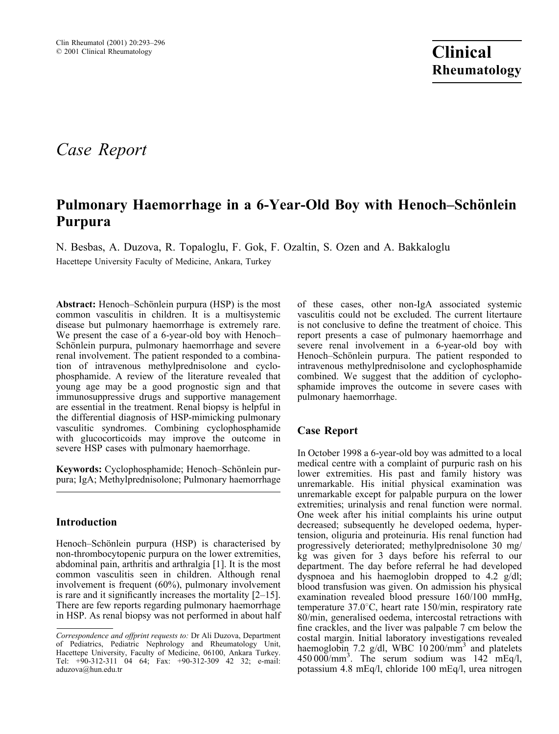# Case Report

## Pulmonary Haemorrhage in a 6-Year-Old Boy with Henoch–Schönlein Purpura

N. Besbas, A. Duzova, R. Topaloglu, F. Gok, F. Ozaltin, S. Ozen and A. Bakkaloglu

Hacettepe University Faculty of Medicine, Ankara, Turkey

**Abstract:** Henoch–Schönlein purpura (HSP) is the most common vasculitis in children. It is a multisystemic disease but pulmonary haemorrhage is extremely rare. We present the case of a 6-year-old boy with Henoch–Schönlein purpura, pulmonary haemorrhage and severe renal involvement. The patient responded to a combination of intravenous methylprednisolone and cyclophosphamide. A review of the literature revealed that young age may be a good prognostic sign and that immunosuppressive drugs and supportive management are essential in the treatment. Renal biopsy is helpful in the differential diagnosis of HSP-mimicking pulmonary vasculitic syndromes. Combining cyclophosphamide with glucocorticoids may improve the outcome in severe HSP cases with pulmonary haemorrhage.

**Keywords:** Cyclophosphamide; Henoch–Schönlein purpura; IgA; Methylprednisolone; Pulmonary haemorrhage

## Introduction

Henoch–Schönlein purpura (HSP) is characterised by non-thrombocytopenic purpura on the lower extremities, abdominal pain, arthritis and arthralgia [1]. It is the most common vasculitis seen in children. Although renal involvement is frequent (60%), pulmonary involvement is rare and it significantly increases the mortality [2–15]. There are few reports regarding pulmonary haemorrhage in HSP. As renal biopsy was not performed in about half of these cases, other non-IgA associated systemic vasculitis could not be excluded. The current litertaure is not conclusive to define the treatment of choice. This report presents a case of pulmonary haemorrhage and severe renal involvement in a 6-year-old boy with Henoch–Schönlein purpura. The patient responded to intravenous methylprednisolone and cyclophosphamide combined. We suggest that the addition of cyclophosphamide improves the outcome in severe cases with pulmonary haemorrhage.

## Case Report

In October 1998 a 6-year-old boy was admitted to a local medical centre with a complaint of purpuric rash on his lower extremities. His past and family history was unremarkable. His initial physical examination was unremarkable except for palpable purpura on the lower extremities; urinalysis and renal function were normal. One week after his initial complaints his urine output decreased; subsequently he developed oedema, hypertension, oliguria and proteinuria. His renal function had progressively deteriorated; methylprednisolone 30 mg/kg was given for 3 days before his referral to our department. The day before referral he had developed dyspnoea and his haemoglobin dropped to 4.2 g/dl; blood transfusion was given. On admission his physical examination revealed blood pressure 160/100 mmHg, temperature 37.0°C, heart rate 150/min, respiratory rate 80/min, generalised oedema, intercostal retractions with fine crackles, and the liver was palpable 7 cm below the costal margin. Initial laboratory investigations revealed haemoglobin 7.2 g/dl, WBC 10 200/mm$^3$ and platelets 450 000/mm$^3$. The serum sodium was 142 mEq/l, potassium 4.8 mEq/l, chloride 100 mEq/l, urea nitrogen

*Correspondence and offprint requests to:* Dr Ali Duzova, Department of Pediatrics, Pediatric Nephrology and Rheumatology Unit, Hacettepe University, Faculty of Medicine, 06100, Ankara Turkey. Tel: +90-312-311 04 64; Fax: +90-312-309 42 32; e-mail: aduzova@hun.edu.tr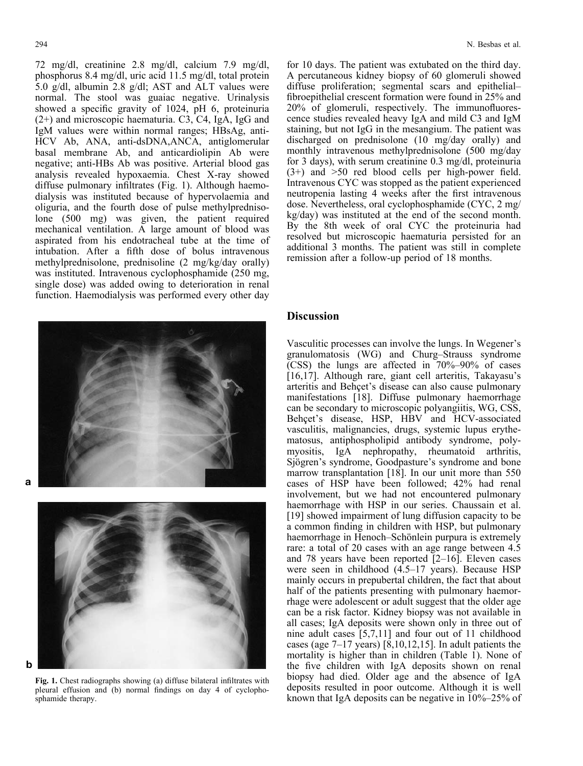72 mg/dl, creatinine 2.8 mg/dl, calcium 7.9 mg/dl, phosphorus 8.4 mg/dl, uric acid 11.5 mg/dl, total protein 5.0 g/dl, albumin 2.8 g/dl; AST and ALT values were normal. The stool was guaiac negative. Urinalysis showed a specific gravity of 1024, pH 6, proteinuria (2+) and microscopic haematuria. C3, C4, IgA, IgG and IgM values were within normal ranges; HBsAg, anti-HCV Ab, ANA, anti-dsDNA,ANCA, antiglomerular basal membrane Ab, and anticardiolipin Ab were negative; anti-HBs Ab was positive. Arterial blood gas analysis revealed hypoxaemia. Chest X-ray showed diffuse pulmonary infiltrates (Fig. 1). Although haemodialysis was instituted because of hypervolaemia and oliguria, and the fourth dose of pulse methylprednisolone (500 mg) was given, the patient required mechanical ventilation. A large amount of blood was aspirated from his endotracheal tube at the time of intubation. After a fifth dose of bolus intravenous methylprednisolone, prednisoline (2 mg/kg/day orally) was instituted. Intravenous cyclophosphamide (250 mg, single dose) was added owing to deterioration in renal function. Haemodialysis was performed every other day for 10 days. The patient was extubated on the third day. A percutaneous kidney biopsy of 60 glomeruli showed diffuse proliferation; segmental scars and epithelial–fibroepithelial crescent formation were found in 25% and 20% of glomeruli, respectively. The immunofluorescence studies revealed heavy IgA and mild C3 and IgM staining, but not IgG in the mesangium. The patient was discharged on prednisolone (10 mg/day orally) and monthly intravenous methylprednisolone (500 mg/day for 3 days), with serum creatinine 0.3 mg/dl, proteinuria (3+) and >50 red blood cells per high-power field. Intravenous CYC was stopped as the patient experienced neutropenia lasting 4 weeks after the first intravenous dose. Nevertheless, oral cyclophosphamide (CYC, 2 mg/kg/day) was instituted at the end of the second month. By the 8th week of oral CYC the proteinuria had resolved but microscopic haematuria persisted for an additional 3 months. The patient was still in complete remission after a follow-up period of 18 months.

Fig. 1. Chest radiographs showing (a) diffuse bilateral infiltrates with pleural effusion and (b) normal findings on day 4 of cyclophosphamide therapy.

## Discussion

Vasculitic processes can involve the lungs. In Wegener's granulomatosis (WG) and Churg–Strauss syndrome (CSS) the lungs are affected in 70%–90% of cases [16,17]. Although rare, giant cell arteritis, Takayasu's arteritis and Behçet's disease can also cause pulmonary manifestations [18]. Diffuse pulmonary haemorrhage can be secondary to microscopic polyangiitis, WG, CSS, Behçet's disease, HSP, HBV and HCV-associated vasculitis, malignancies, drugs, systemic lupus erythematosus, antiphospholipid antibody syndrome, polymyositis, IgA nephropathy, rheumatoid arthritis, Sjögren's syndrome, Goodpasture's syndrome and bone marrow transplantation [18]. In our unit more than 550 cases of HSP have been followed; 42% had renal involvement, but we had not encountered pulmonary haemorrhage with HSP in our series. Chaussain et al. [19] showed impairment of lung diffusion capacity to be a common finding in children with HSP, but pulmonary haemorrhage in Henoch–Schönlein purpura is extremely rare: a total of 20 cases with an age range between 4.5 and 78 years have been reported [2–16]. Eleven cases were seen in childhood (4.5–17 years). Because HSP mainly occurs in prepubertal children, the fact that about half of the patients presenting with pulmonary haemorrhage were adolescent or adult suggest that the older age can be a risk factor. Kidney biopsy was not available in all cases; IgA deposits were shown only in three out of nine adult cases [5,7,11] and four out of 11 childhood cases (age 7–17 years) [8,10,12,15]. In adult patients the mortality is higher than in children (Table 1). None of the five children with IgA deposits shown on renal biopsy had died. Older age and the absence of IgA deposits resulted in poor outcome. Although it is well known that IgA deposits can be negative in 10%–25% of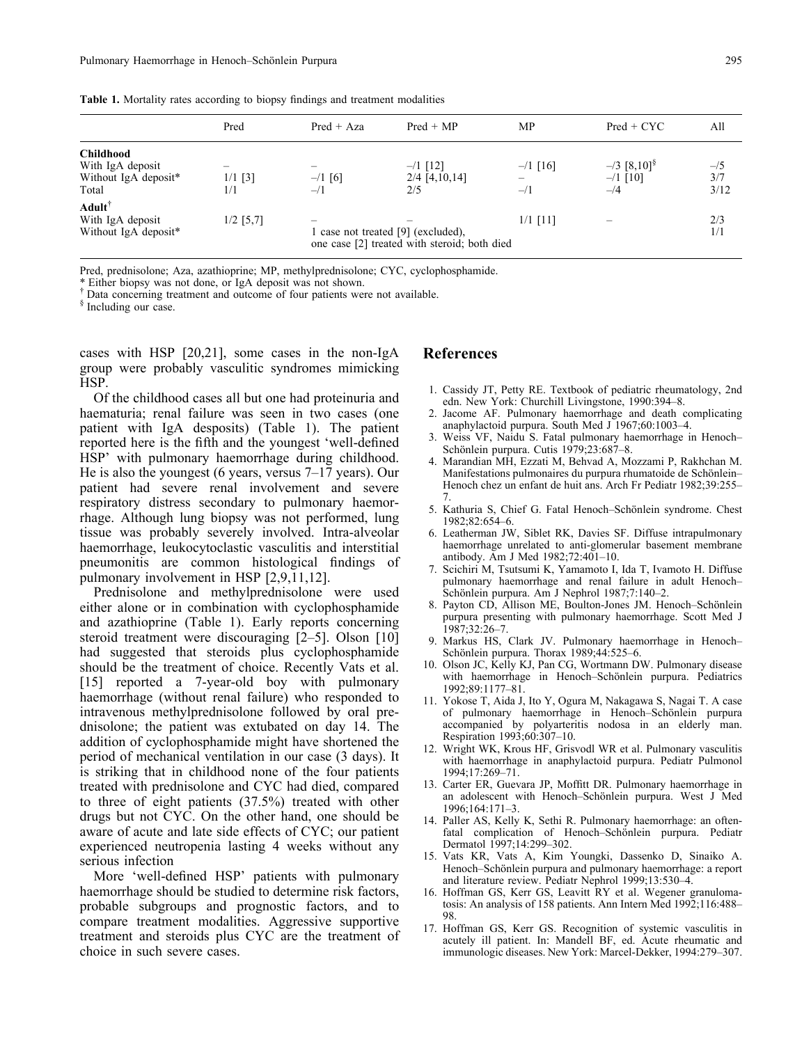**Table 1.** Mortality rates according to biopsy findings and treatment modalities

| | Pred | Pred + Aza | Pred + MP | MP | Pred + CYC | All |
|---|---|---|---|---|---|---|
| **Childhood** | | | | | | |
| With IgA deposit | – | – | –/1 [12] | –/1 [16] | –/3 [8,10][§] | –/5 |
| Without IgA deposit* | 1/1 [3] | –/1 [6] | 2/4 [4,10,14] | – | –/1 [10] | 3/7 |
| Total | 1/1 | –/1 | 2/5 | –/1 | –/4 | 3/12 |
| **Adult**[†] | | | | | | |
| With IgA deposit | 1/2 [5,7] | – | – | 1/1 [11] | – | 2/3 |
| Without IgA deposit* | | 1 case not treated [9] (excluded), one case [2] treated with steroid; both died | | | | 1/1 |

Pred, prednisolone; Aza, azathioprine; MP, methylprednisolone; CYC, cyclophosphamide.
\* Either biopsy was not done, or IgA deposit was not shown.
[†] Data concerning treatment and outcome of four patients were not available.
[§] Including our case.

cases with HSP [20,21], some cases in the non-IgA group were probably vasculitic syndromes mimicking HSP.

Of the childhood cases all but one had proteinuria and haematuria; renal failure was seen in two cases (one patient with IgA desposits) (Table 1). The patient reported here is the fifth and the youngest 'well-defined HSP' with pulmonary haemorrhage during childhood. He is also the youngest (6 years, versus 7–17 years). Our patient had severe renal involvement and severe respiratory distress secondary to pulmonary haemorrhage. Although lung biopsy was not performed, lung tissue was probably severely involved. Intra-alveolar haemorrhage, leukocytoclastic vasculitis and interstitial pneumonitis are common histological findings of pulmonary involvement in HSP [2,9,11,12].

Prednisolone and methylprednisolone were used either alone or in combination with cyclophosphamide and azathioprine (Table 1). Early reports concerning steroid treatment were discouraging [2–5]. Olson [10] had suggested that steroids plus cyclophosphamide should be the treatment of choice. Recently Vats et al. [15] reported a 7-year-old boy with pulmonary haemorrhage (without renal failure) who responded to intravenous methylprednisolone followed by oral prednisolone; the patient was extubated on day 14. The addition of cyclophosphamide might have shortened the period of mechanical ventilation in our case (3 days). It is striking that in childhood none of the four patients treated with prednisolone and CYC had died, compared to three of eight patients (37.5%) treated with other drugs but not CYC. On the other hand, one should be aware of acute and late side effects of CYC; our patient experienced neutropenia lasting 4 weeks without any serious infection

More 'well-defined HSP' patients with pulmonary haemorrhage should be studied to determine risk factors, probable subgroups and prognostic factors, and to compare treatment modalities. Aggressive supportive treatment and steroids plus CYC are the treatment of choice in such severe cases.

## References

1. Cassidy JT, Petty RE. Textbook of pediatric rheumatology, 2nd edn. New York: Churchill Livingstone, 1990:394–8.
2. Jacome AF. Pulmonary haemorrhage and death complicating anaphylactoid purpura. South Med J 1967;60:1003–4.
3. Weiss VF, Naidu S. Fatal pulmonary haemorrhage in Henoch–Schönlein purpura. Cutis 1979;23:687–8.
4. Marandian MH, Ezzati M, Behvad A, Mozzami P, Rakhchan M. Manifestations pulmonaires du purpura rhumatoide de Schönlein–Henoch chez un enfant de huit ans. Arch Fr Pediatr 1982;39:255–7.
5. Kathuria S, Chief G. Fatal Henoch–Schönlein syndrome. Chest 1982;82:654–6.
6. Leatherman JW, Siblet RK, Davies SF. Diffuse intrapulmonary haemorrhage unrelated to anti-glomerular basement membrane antibody. Am J Med 1982;72:401–10.
7. Scichiri M, Tsutsumi K, Yamamoto I, Ida T, Ivamoto H. Diffuse pulmonary haemorrhage and renal failure in adult Henoch–Schönlein purpura. Am J Nephrol 1987;7:140–2.
8. Payton CD, Allison ME, Boulton-Jones JM. Henoch–Schönlein purpura presenting with pulmonary haemorrhage. Scott Med J 1987;32:26–7.
9. Markus HS, Clark JV. Pulmonary haemorrhage in Henoch–Schönlein purpura. Thorax 1989;44:525–6.
10. Olson JC, Kelly KJ, Pan CG, Wortmann DW. Pulmonary disease with haemorrhage in Henoch–Schönlein purpura. Pediatrics 1992;89:1177–81.
11. Yokose T, Aida J, Ito Y, Ogura M, Nakagawa S, Nagai T. A case of pulmonary haemorrhage in Henoch–Schönlein purpura accompanied by polyarteritis nodosa in an elderly man. Respiration 1993;60:307–10.
12. Wright WK, Krous HF, Grisvodl WR et al. Pulmonary vasculitis with haemorrhage in anaphylactoid purpura. Pediatr Pulmonol 1994;17:269–71.
13. Carter ER, Guevara JP, Moffitt DR. Pulmonary haemorrhage in an adolescent with Henoch–Schönlein purpura. West J Med 1996;164:171–3.
14. Paller AS, Kelly K, Sethi R. Pulmonary haemorrhage: an often-fatal complication of Henoch–Schönlein purpura. Pediatr Dermatol 1997;14:299–302.
15. Vats KR, Vats A, Kim Youngki, Dassenko D, Sinaiko A. Henoch–Schönlein purpura and pulmonary haemorrhage: a report and literature review. Pediatr Nephrol 1999;13:530–4.
16. Hoffman GS, Kerr GS, Leavitt RY et al. Wegener granulomatosis: An analysis of 158 patients. Ann Intern Med 1992;116:488–98.
17. Hoffman GS, Kerr GS. Recognition of systemic vasculitis in acutely ill patient. In: Mandell BF, ed. Acute rheumatic and immunologic diseases. New York: Marcel-Dekker, 1994:279–307.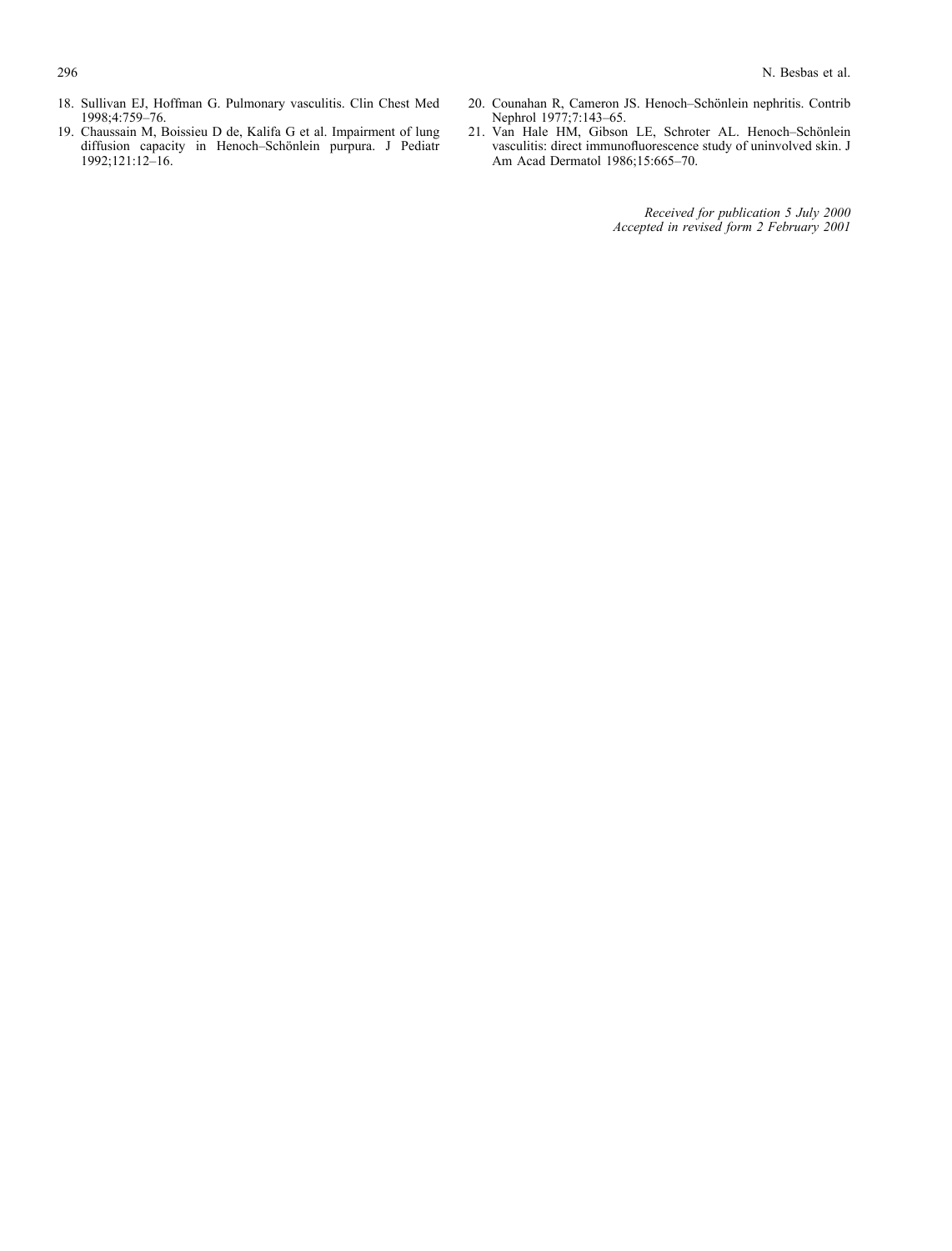18. Sullivan EJ, Hoffman G. Pulmonary vasculitis. Clin Chest Med 1998;4:759–76.
19. Chaussain M, Boissieu D de, Kalifa G et al. Impairment of lung diffusion capacity in Henoch–Schönlein purpura. J Pediatr 1992;121:12–16.
20. Counahan R, Cameron JS. Henoch–Schönlein nephritis. Contrib Nephrol 1977;7:143–65.
21. Van Hale HM, Gibson LE, Schroter AL. Henoch–Schönlein vasculitis: direct immunofluorescence study of uninvolved skin. J Am Acad Dermatol 1986;15:665–70.

*Received for publication 5 July 2000*
*Accepted in revised form 2 February 2001*